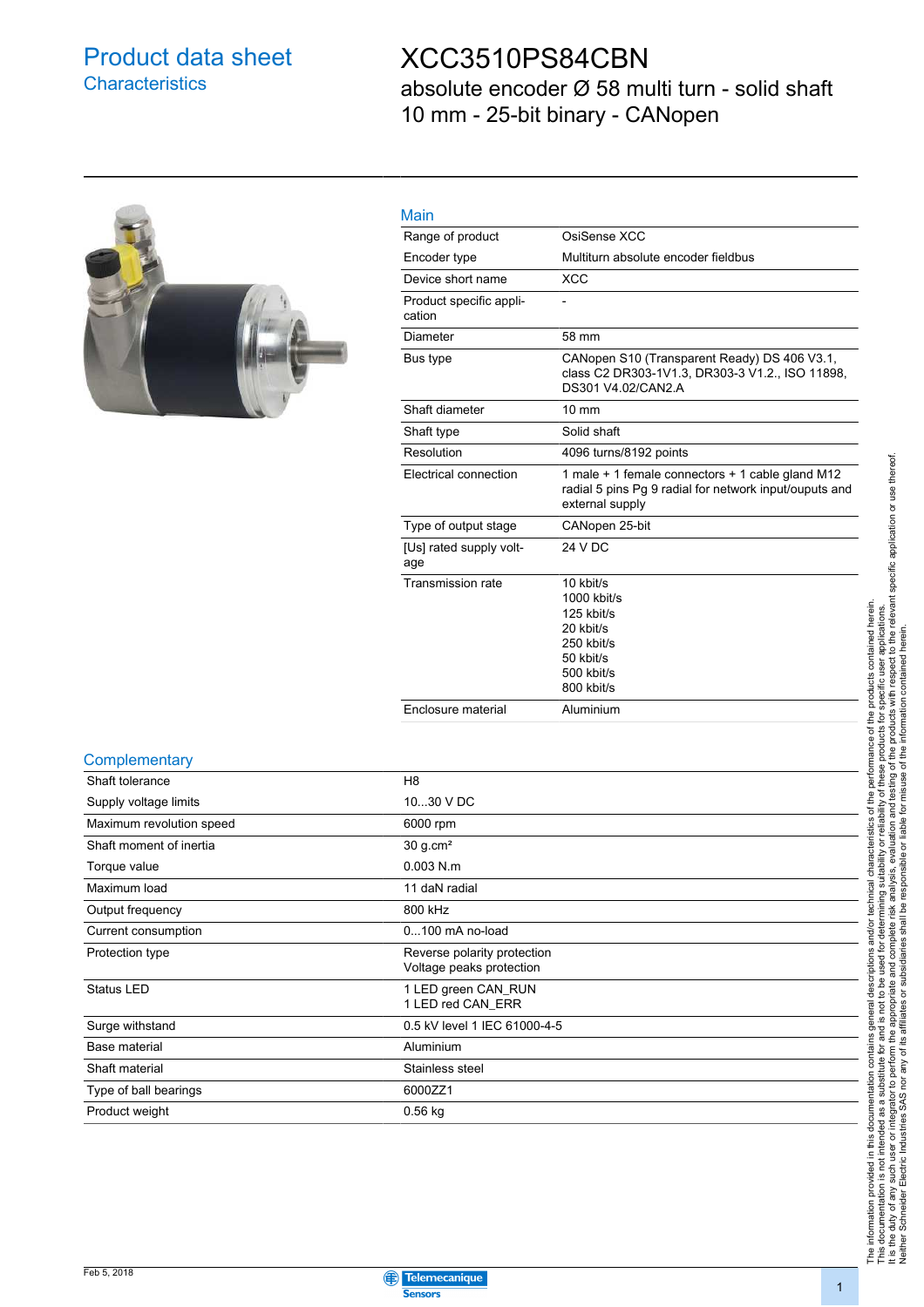# Product data sheet
## Characteristics

# XCC3510PS84CBN
absolute encoder Ø 58 multi turn - solid shaft 10 mm - 25-bit binary - CANopen

## Main

| | |
|---|---|
| Range of product | OsiSense XCC |
| Encoder type | Multiturn absolute encoder fieldbus |
| Device short name | XCC |
| Product specific application | - |
| Diameter | 58 mm |
| Bus type | CANopen S10 (Transparent Ready) DS 406 V3.1, class C2 DR303-1V1.3, DR303-3 V1.2., ISO 11898, DS301 V4.02/CAN2.A |
| Shaft diameter | 10 mm |
| Shaft type | Solid shaft |
| Resolution | 4096 turns/8192 points |
| Electrical connection | 1 male + 1 female connectors + 1 cable gland M12 radial 5 pins Pg 9 radial for network input/ouputs and external supply |
| Type of output stage | CANopen 25-bit |
| [Us] rated supply voltage | 24 V DC |
| Transmission rate | 10 kbit/s<br>1000 kbit/s<br>125 kbit/s<br>20 kbit/s<br>250 kbit/s<br>50 kbit/s<br>500 kbit/s<br>800 kbit/s |
| Enclosure material | Aluminium |

## Complementary

| | |
|---|---|
| Shaft tolerance | H8 |
| Supply voltage limits | 10...30 V DC |
| Maximum revolution speed | 6000 rpm |
| Shaft moment of inertia | 30 g.cm² |
| Torque value | 0.003 N.m |
| Maximum load | 11 daN radial |
| Output frequency | 800 kHz |
| Current consumption | 0...100 mA no-load |
| Protection type | Reverse polarity protection<br>Voltage peaks protection |
| Status LED | 1 LED green CAN_RUN<br>1 LED red CAN_ERR |
| Surge withstand | 0.5 kV level 1 IEC 61000-4-5 |
| Base material | Aluminium |
| Shaft material | Stainless steel |
| Type of ball bearings | 6000ZZ1 |
| Product weight | 0.56 kg |

The information provided in this documentation contains general descriptions and/or technical characteristics of the performance of the products contained herein. This documentation is not intended as a substitute for and is not to be used for determining suitability or reliability of these products for specific user applications. It is the duty of any such user or integrator to perform the appropriate and complete risk analysis, evaluation and testing of the products with respect to the relevant specific application or use thereof. Neither Schneider Electric Industries SAS nor any of its affiliates or subsidiaries shall be responsible or liable for misuse of the information contained herein.

Feb 5, 2018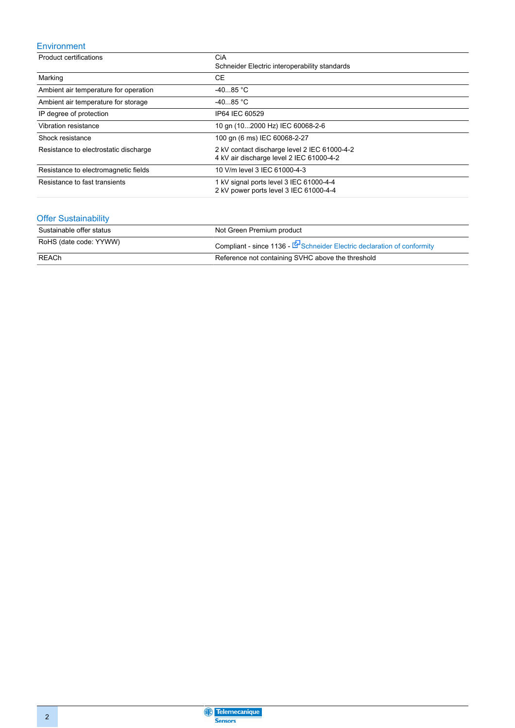## Environment

| | |
|---|---|
| Product certifications | CiA<br>Schneider Electric interoperability standards |
| Marking | CE |
| Ambient air temperature for operation | -40...85 °C |
| Ambient air temperature for storage | -40...85 °C |
| IP degree of protection | IP64 IEC 60529 |
| Vibration resistance | 10 gn (10...2000 Hz) IEC 60068-2-6 |
| Shock resistance | 100 gn (6 ms) IEC 60068-2-27 |
| Resistance to electrostatic discharge | 2 kV contact discharge level 2 IEC 61000-4-2<br>4 kV air discharge level 2 IEC 61000-4-2 |
| Resistance to electromagnetic fields | 10 V/m level 3 IEC 61000-4-3 |
| Resistance to fast transients | 1 kV signal ports level 3 IEC 61000-4-4<br>2 kV power ports level 3 IEC 61000-4-4 |

## Offer Sustainability

| | |
|---|---|
| Sustainable offer status | Not Green Premium product |
| RoHS (date code: YYWW) | Compliant - since 1136 - Schneider Electric declaration of conformity |
| REACh | Reference not containing SVHC above the threshold |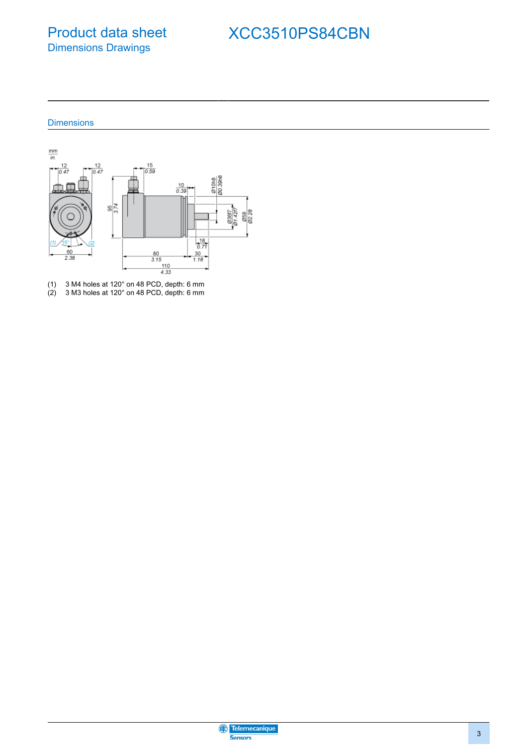# Product data sheet
## Dimensions Drawings

# XCC3510PS84CBN

### Dimensions

(1) 3 M4 holes at 120° on 48 PCD, depth: 6 mm
(2) 3 M3 holes at 120° on 48 PCD, depth: 6 mm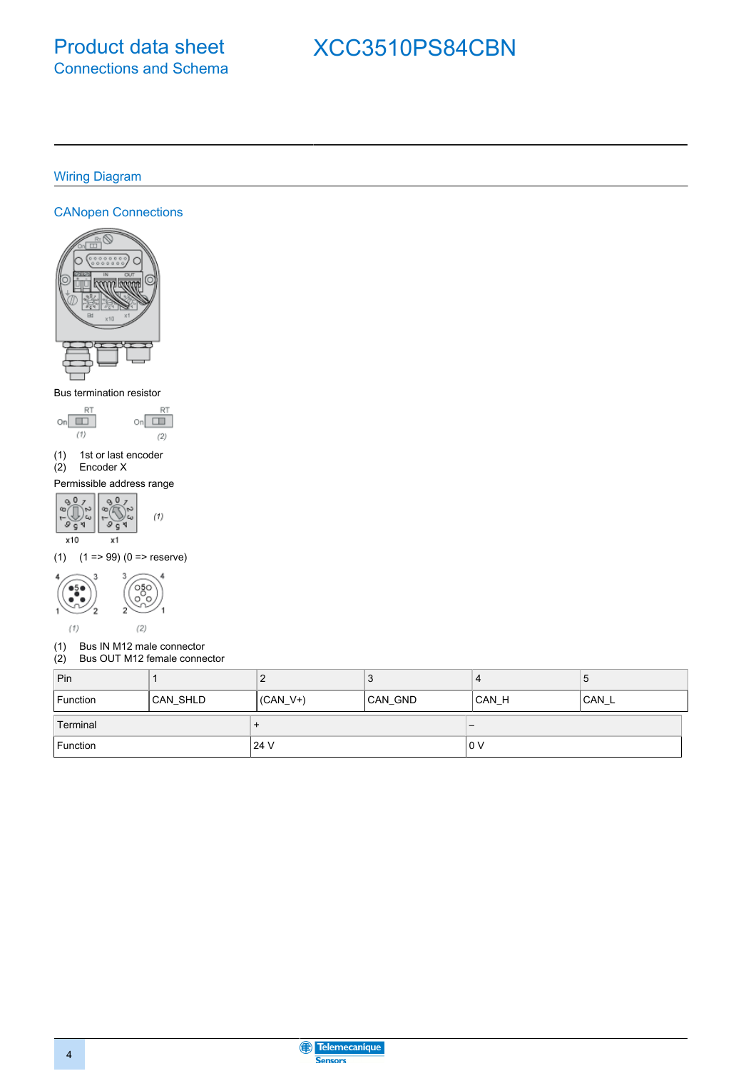# Product data sheet
## Connections and Schema

# XCC3510PS84CBN

## Wiring Diagram

### CANopen Connections

Bus termination resistor

(1) 1st or last encoder
(2) Encoder X

Permissible address range

(1) (1 => 99) (0 => reserve)

(1) Bus IN M12 male connector
(2) Bus OUT M12 female connector

| Pin | 1 | 2 | 3 | 4 | 5 |
|---|---|---|---|---|---|
| Function | CAN_SHLD | (CAN_V+) | CAN_GND | CAN_H | CAN_L |

| Terminal | + | – |
|---|---|---|
| Function | 24 V | 0 V |